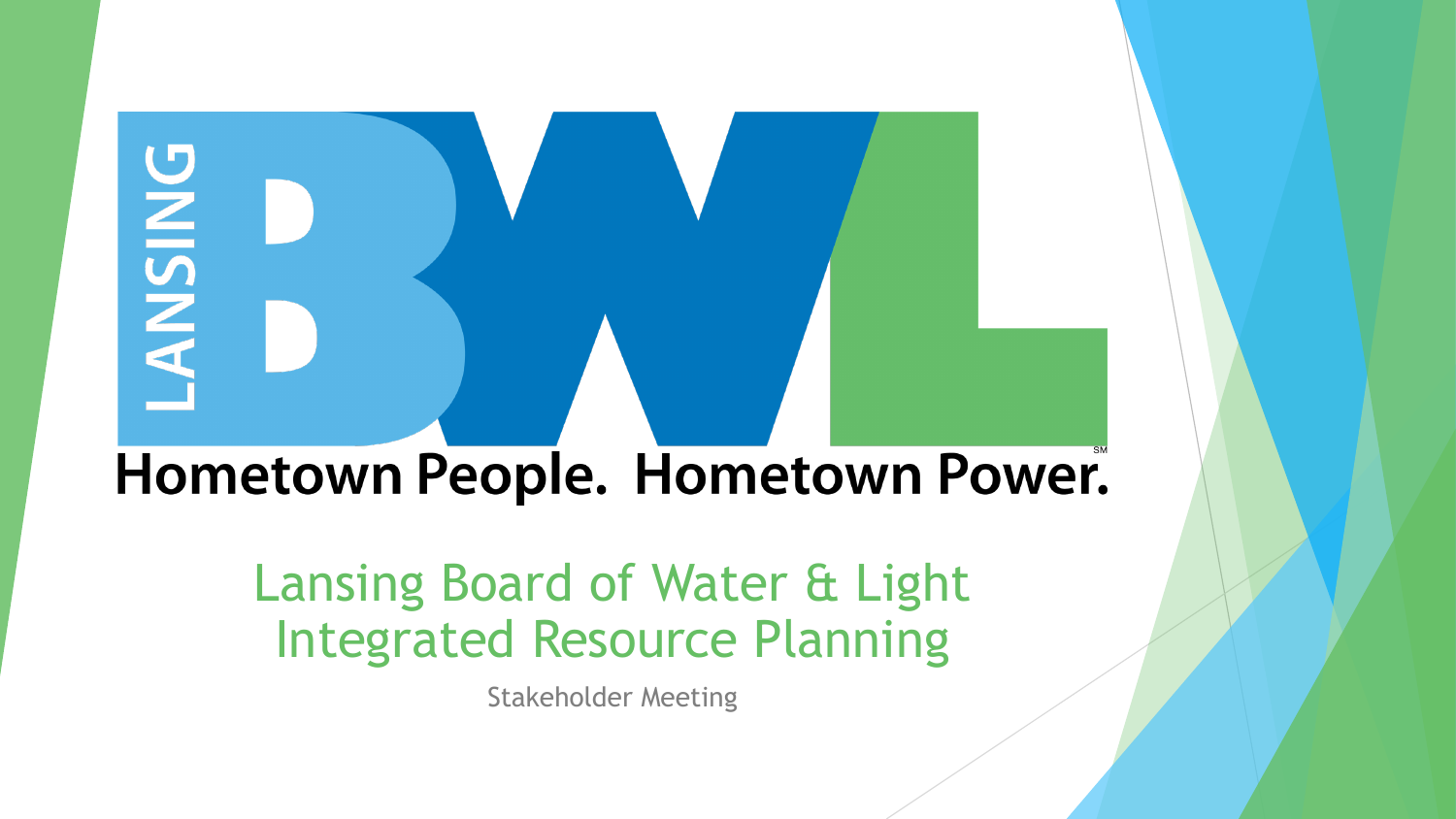LANSING BWL

Hometown People. Hometown Power.[SM]

# Lansing Board of Water & Light Integrated Resource Planning

Stakeholder Meeting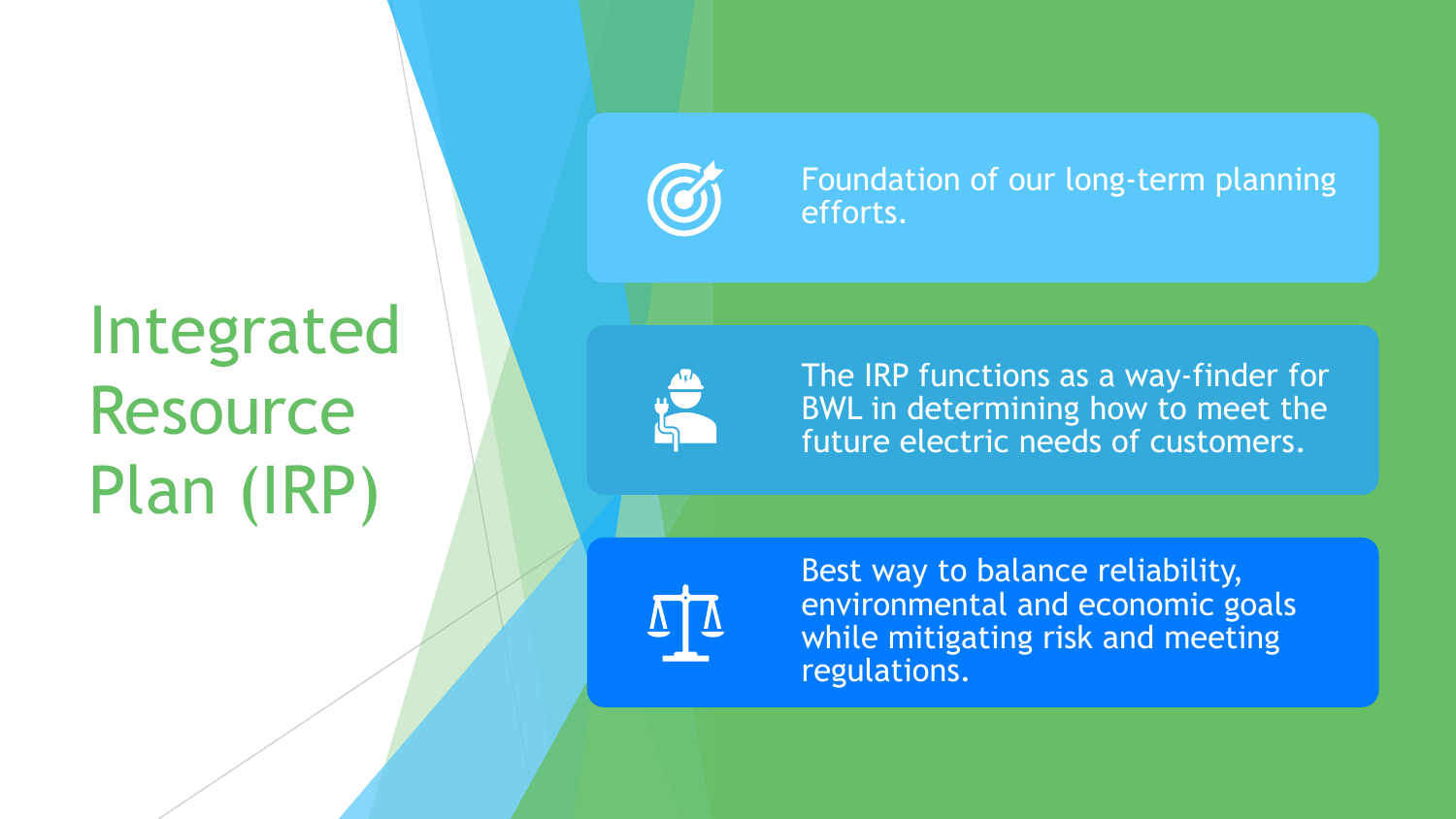# Integrated Resource Plan (IRP)

- Foundation of our long-term planning efforts.
- The IRP functions as a way-finder for BWL in determining how to meet the future electric needs of customers.
- Best way to balance reliability, environmental and economic goals while mitigating risk and meeting regulations.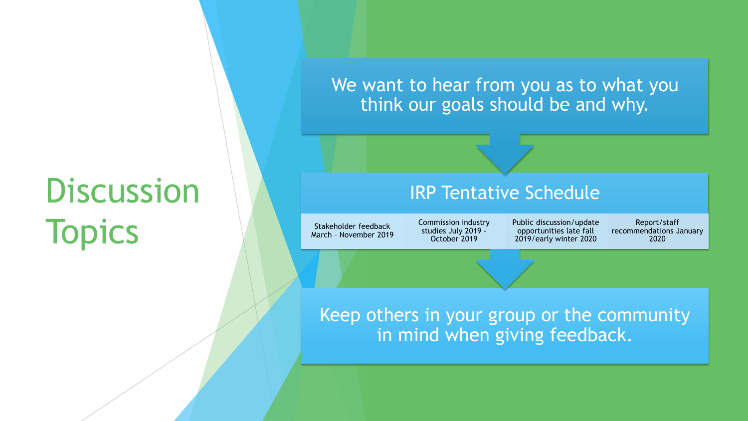# Discussion Topics

We want to hear from you as to what you think our goals should be and why.

## IRP Tentative Schedule

| Stakeholder feedback March – November 2019 | Commission industry studies July 2019 - October 2019 | Public discussion/update opportunities late fall 2019/early winter 2020 | Report/staff recommendations January 2020 |
|---|---|---|---|

Keep others in your group or the community in mind when giving feedback.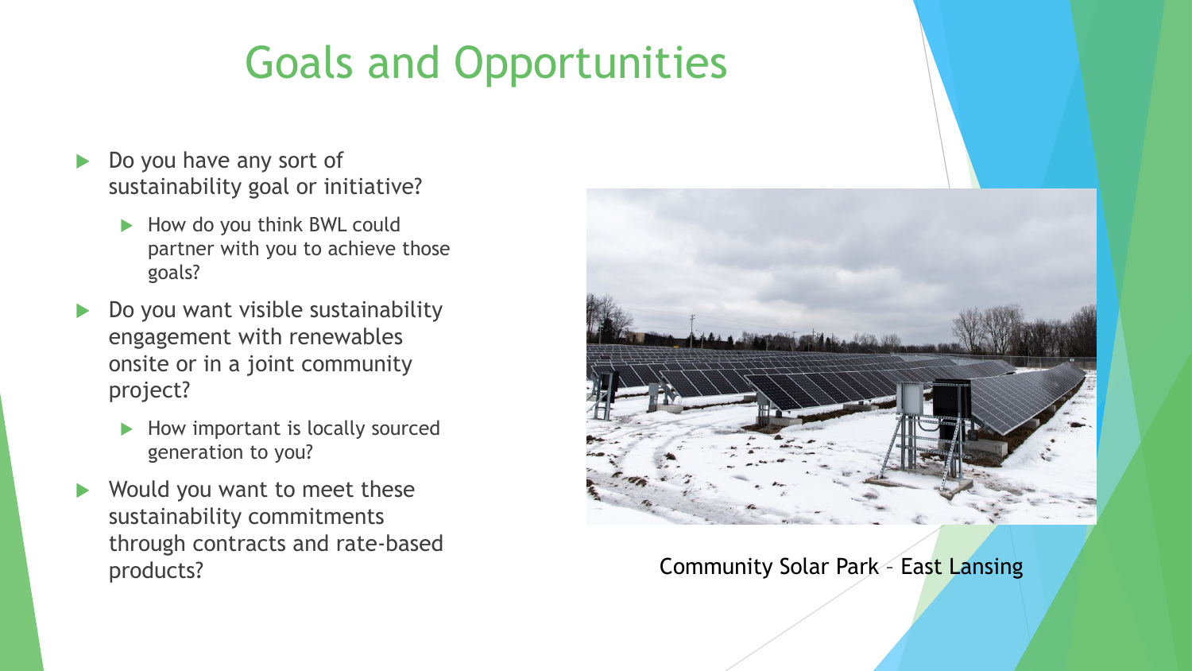# Goals and Opportunities

- Do you have any sort of sustainability goal or initiative?
  - How do you think BWL could partner with you to achieve those goals?
- Do you want visible sustainability engagement with renewables onsite or in a joint community project?
  - How important is locally sourced generation to you?
- Would you want to meet these sustainability commitments through contracts and rate-based products?

Community Solar Park – East Lansing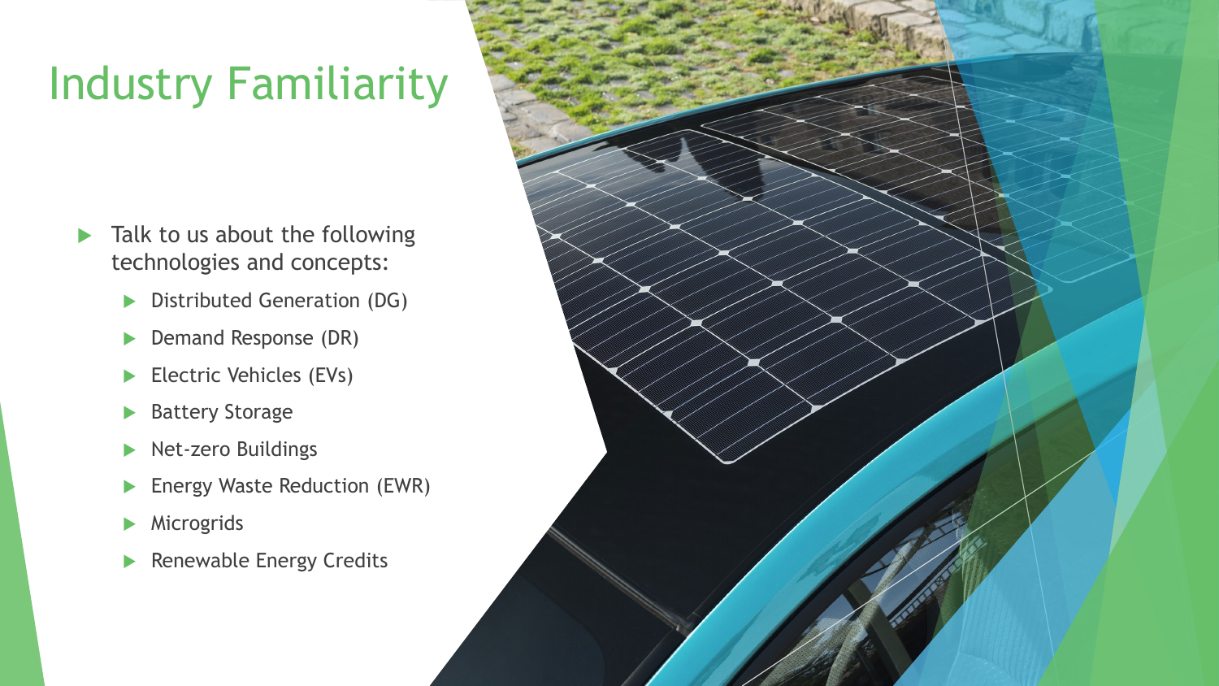# Industry Familiarity

- Talk to us about the following technologies and concepts:
  - Distributed Generation (DG)
  - Demand Response (DR)
  - Electric Vehicles (EVs)
  - Battery Storage
  - Net-zero Buildings
  - Energy Waste Reduction (EWR)
  - Microgrids
  - Renewable Energy Credits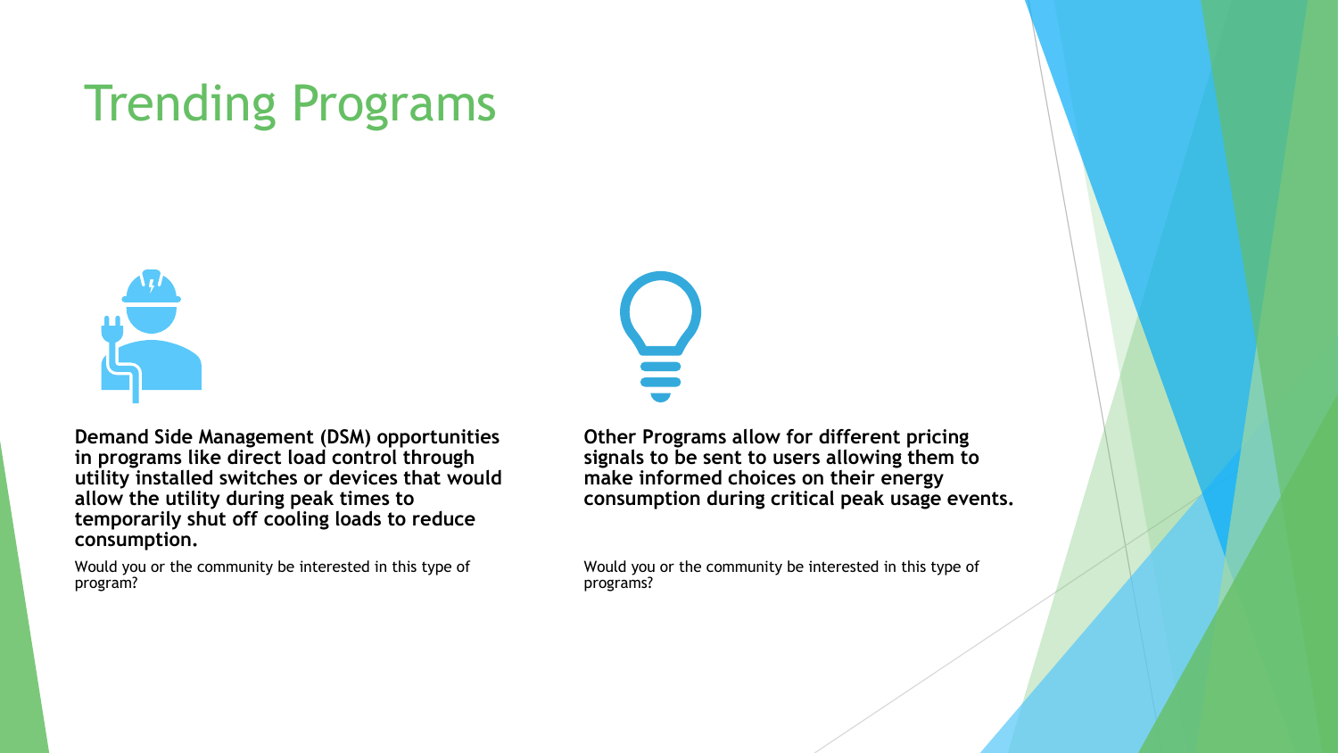# Trending Programs

**Demand Side Management (DSM) opportunities in programs like direct load control through utility installed switches or devices that would allow the utility during peak times to temporarily shut off cooling loads to reduce consumption.**

Would you or the community be interested in this type of program?

**Other Programs allow for different pricing signals to be sent to users allowing them to make informed choices on their energy consumption during critical peak usage events.**

Would you or the community be interested in this type of programs?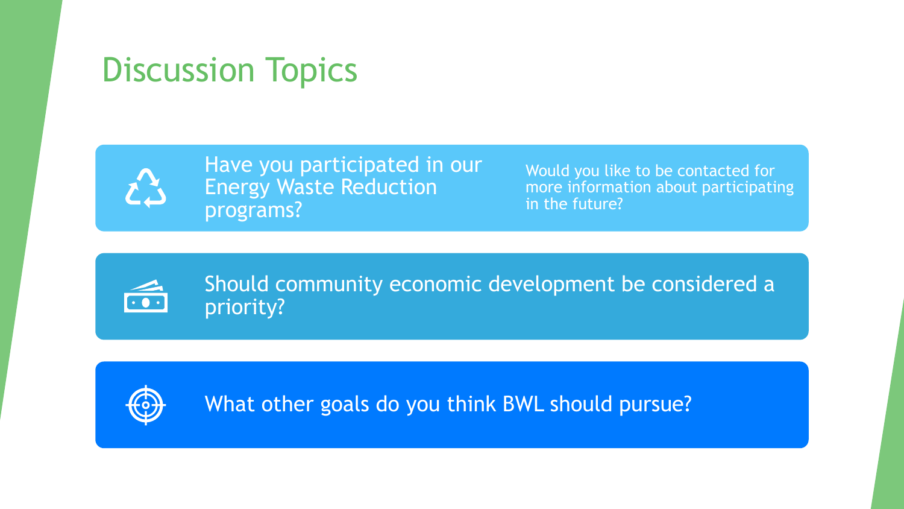# Discussion Topics

- Have you participated in our Energy Waste Reduction programs?
  - Would you like to be contacted for more information about participating in the future?
- Should community economic development be considered a priority?
- What other goals do you think BWL should pursue?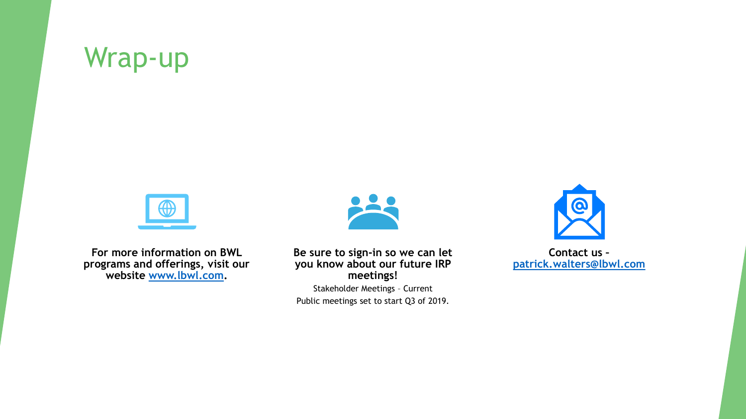# Wrap-up

**For more information on BWL programs and offerings, visit our website [www.lbwl.com](http://www.lbwl.com).**

**Be sure to sign-in so we can let you know about our future IRP meetings!**

Stakeholder Meetings – Current

Public meetings set to start Q3 of 2019.

**Contact us – [patrick.walters@lbwl.com](mailto:patrick.walters@lbwl.com)**